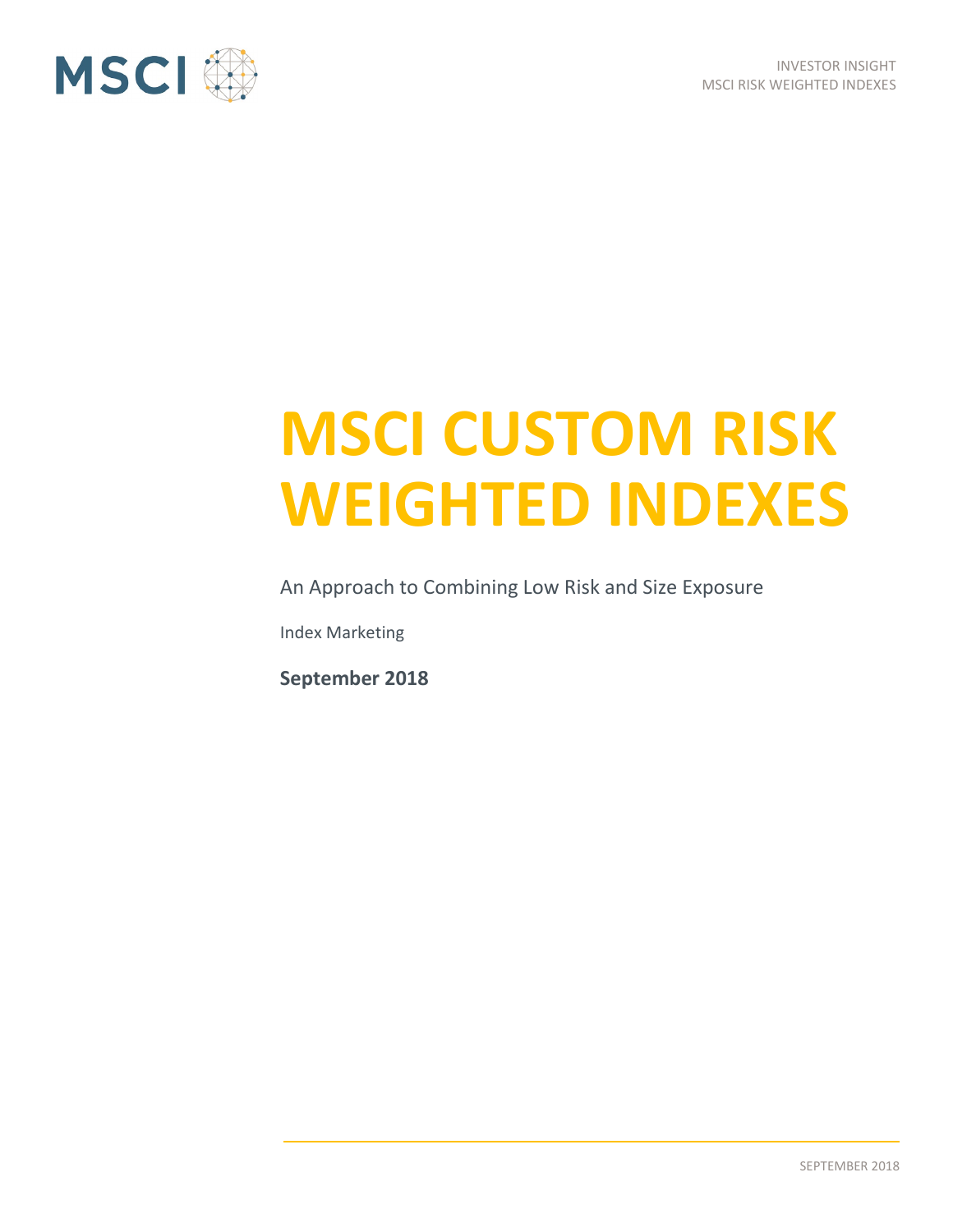# MSCI CUSTOM RISK WEIGHTED INDEXES

An Approach to Combining Low Risk and Size Exposure

Index Marketing

**September 2018**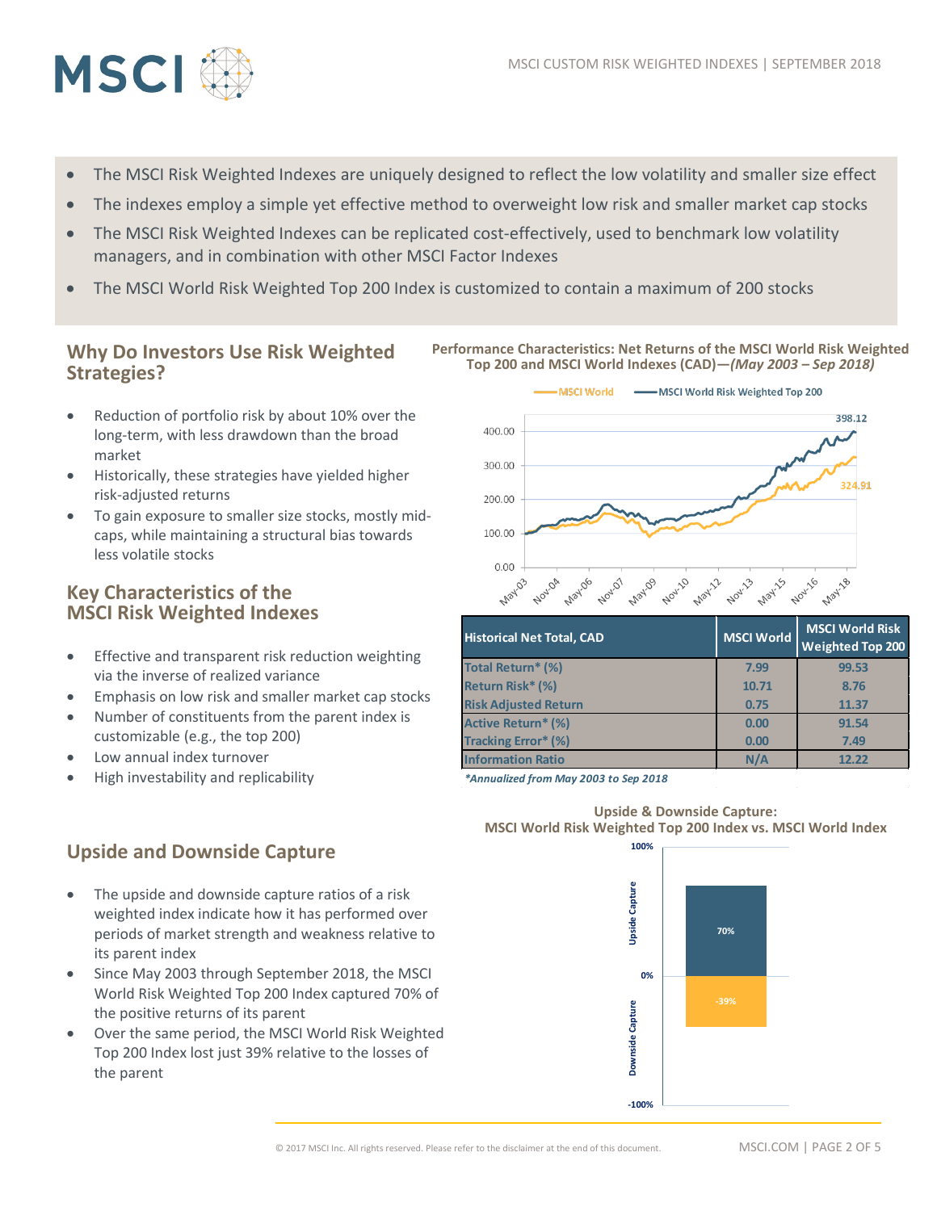- The MSCI Risk Weighted Indexes are uniquely designed to reflect the low volatility and smaller size effect
- The indexes employ a simple yet effective method to overweight low risk and smaller market cap stocks
- The MSCI Risk Weighted Indexes can be replicated cost-effectively, used to benchmark low volatility managers, and in combination with other MSCI Factor Indexes
- The MSCI World Risk Weighted Top 200 Index is customized to contain a maximum of 200 stocks

## Why Do Investors Use Risk Weighted Strategies?

- Reduction of portfolio risk by about 10% over the long-term, with less drawdown than the broad market
- Historically, these strategies have yielded higher risk-adjusted returns
- To gain exposure to smaller size stocks, mostly mid-caps, while maintaining a structural bias towards less volatile stocks

## Key Characteristics of the MSCI Risk Weighted Indexes

- Effective and transparent risk reduction weighting via the inverse of realized variance
- Emphasis on low risk and smaller market cap stocks
- Number of constituents from the parent index is customizable (e.g., the top 200)
- Low annual index turnover
- High investability and replicability

## Upside and Downside Capture

- The upside and downside capture ratios of a risk weighted index indicate how it has performed over periods of market strength and weakness relative to its parent index
- Since May 2003 through September 2018, the MSCI World Risk Weighted Top 200 Index captured 70% of the positive returns of its parent
- Over the same period, the MSCI World Risk Weighted Top 200 Index lost just 39% relative to the losses of the parent

**Performance Characteristics: Net Returns of the MSCI World Risk Weighted Top 200 and MSCI World Indexes (CAD)—*(May 2003 – Sep 2018)***

MSCI World — MSCI World Risk Weighted Top 200

398.12

324.91

| Historical Net Total, CAD | MSCI World | MSCI World Risk Weighted Top 200 |
|---|---|---|
| Total Return* (%) | 7.99 | 99.53 |
| Return Risk* (%) | 10.71 | 8.76 |
| Risk Adjusted Return | 0.75 | 11.37 |
| Active Return* (%) | 0.00 | 91.54 |
| Tracking Error* (%) | 0.00 | 7.49 |
| Information Ratio | N/A | 12.22 |

**\*Annualized from May 2003 to Sep 2018**

**Upside & Downside Capture: MSCI World Risk Weighted Top 200 Index vs. MSCI World Index**

Upside Capture: 70%

Downside Capture: -39%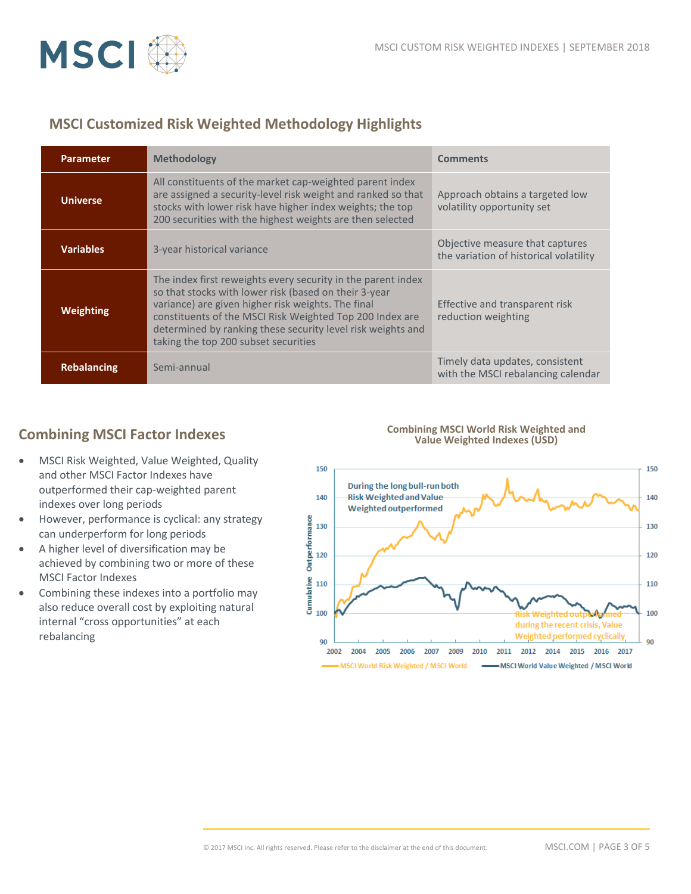## MSCI Customized Risk Weighted Methodology Highlights

| Parameter | Methodology | Comments |
|---|---|---|
| **Universe** | All constituents of the market cap-weighted parent index are assigned a security-level risk weight and ranked so that stocks with lower risk have higher index weights; the top 200 securities with the highest weights are then selected | Approach obtains a targeted low volatility opportunity set |
| **Variables** | 3-year historical variance | Objective measure that captures the variation of historical volatility |
| **Weighting** | The index first reweights every security in the parent index so that stocks with lower risk (based on their 3-year variance) are given higher risk weights. The final constituents of the MSCI Risk Weighted Top 200 Index are determined by ranking these security level risk weights and taking the top 200 subset securities | Effective and transparent risk reduction weighting |
| **Rebalancing** | Semi-annual | Timely data updates, consistent with the MSCI rebalancing calendar |

## Combining MSCI Factor Indexes

- MSCI Risk Weighted, Value Weighted, Quality and other MSCI Factor Indexes have outperformed their cap-weighted parent indexes over long periods
- However, performance is cyclical: any strategy can underperform for long periods
- A higher level of diversification may be achieved by combining two or more of these MSCI Factor Indexes
- Combining these indexes into a portfolio may also reduce overall cost by exploiting natural internal "cross opportunities" at each rebalancing

**Combining MSCI World Risk Weighted and Value Weighted Indexes (USD)**

During the long bull-run both Risk Weighted and Value Weighted outperformed

Risk Weighted outperformed during the recent crisis, Value Weighted performed cyclically

Cumulative Outperformance

MSCI World Risk Weighted / MSCI World — MSCI World Value Weighted / MSCI World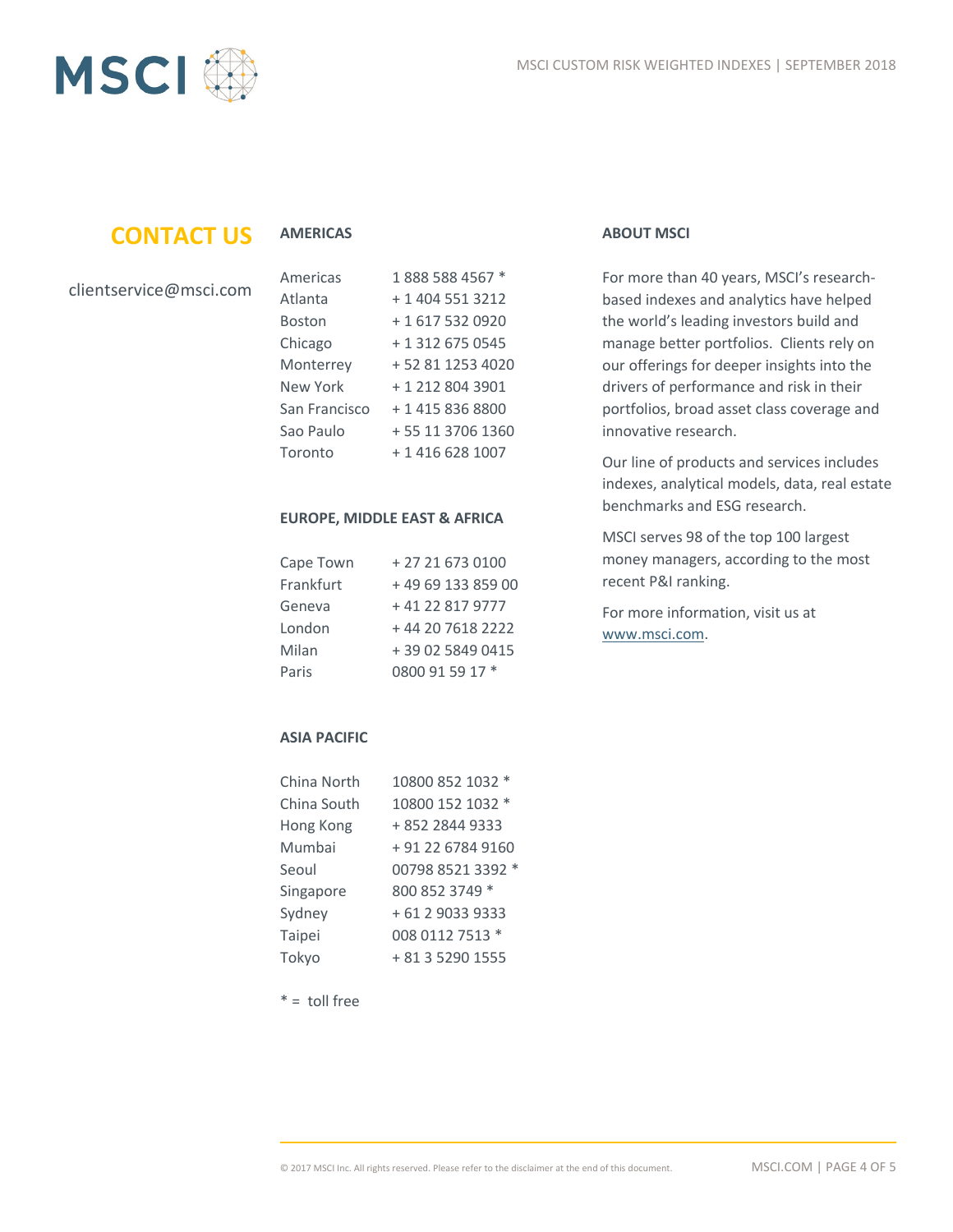## CONTACT US

clientservice@msci.com

### AMERICAS

| | |
|---|---|
| Americas | 1 888 588 4567 * |
| Atlanta | + 1 404 551 3212 |
| Boston | + 1 617 532 0920 |
| Chicago | + 1 312 675 0545 |
| Monterrey | + 52 81 1253 4020 |
| New York | + 1 212 804 3901 |
| San Francisco | + 1 415 836 8800 |
| Sao Paulo | + 55 11 3706 1360 |
| Toronto | + 1 416 628 1007 |

### EUROPE, MIDDLE EAST & AFRICA

| | |
|---|---|
| Cape Town | + 27 21 673 0100 |
| Frankfurt | + 49 69 133 859 00 |
| Geneva | + 41 22 817 9777 |
| London | + 44 20 7618 2222 |
| Milan | + 39 02 5849 0415 |
| Paris | 0800 91 59 17 * |

### ASIA PACIFIC

| | |
|---|---|
| China North | 10800 852 1032 * |
| China South | 10800 152 1032 * |
| Hong Kong | + 852 2844 9333 |
| Mumbai | + 91 22 6784 9160 |
| Seoul | 00798 8521 3392 * |
| Singapore | 800 852 3749 * |
| Sydney | + 61 2 9033 9333 |
| Taipei | 008 0112 7513 * |
| Tokyo | + 81 3 5290 1555 |

* = toll free

### ABOUT MSCI

For more than 40 years, MSCI's research-based indexes and analytics have helped the world's leading investors build and manage better portfolios. Clients rely on our offerings for deeper insights into the drivers of performance and risk in their portfolios, broad asset class coverage and innovative research.

Our line of products and services includes indexes, analytical models, data, real estate benchmarks and ESG research.

MSCI serves 98 of the top 100 largest money managers, according to the most recent P&I ranking.

For more information, visit us at www.msci.com.

© 2017 MSCI Inc. All rights reserved. Please refer to the disclaimer at the end of this document.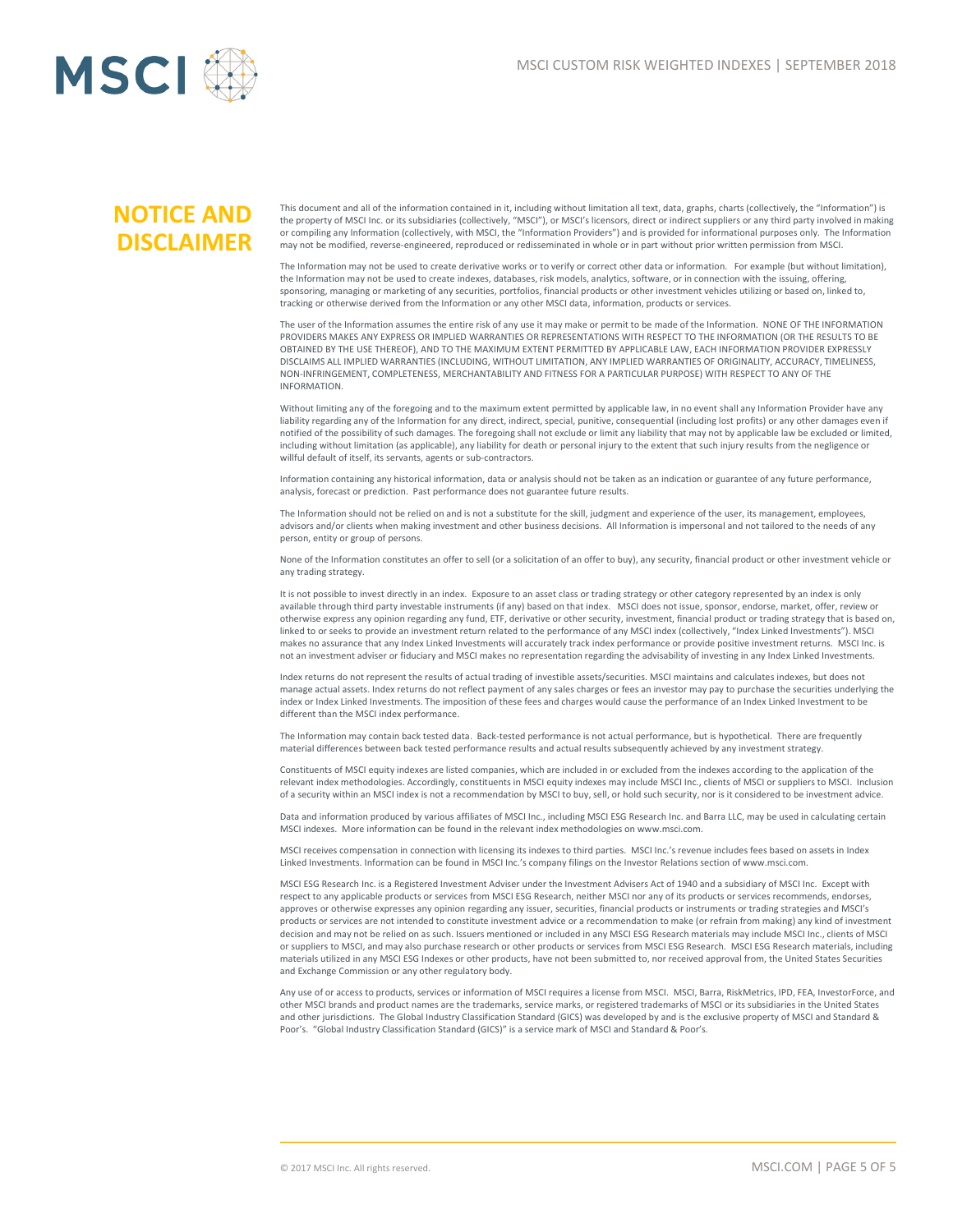# NOTICE AND DISCLAIMER

This document and all of the information contained in it, including without limitation all text, data, graphs, charts (collectively, the "Information") is the property of MSCI Inc. or its subsidiaries (collectively, "MSCI"), or MSCI's licensors, direct or indirect suppliers or any third party involved in making or compiling any Information (collectively, with MSCI, the "Information Providers") and is provided for informational purposes only. The Information may not be modified, reverse-engineered, reproduced or redisseminated in whole or in part without prior written permission from MSCI.

The Information may not be used to create derivative works or to verify or correct other data or information. For example (but without limitation), the Information may not be used to create indexes, databases, risk models, analytics, software, or in connection with the issuing, offering, sponsoring, managing or marketing of any securities, portfolios, financial products or other investment vehicles utilizing or based on, linked to, tracking or otherwise derived from the Information or any other MSCI data, information, products or services.

The user of the Information assumes the entire risk of any use it may make or permit to be made of the Information. NONE OF THE INFORMATION PROVIDERS MAKES ANY EXPRESS OR IMPLIED WARRANTIES OR REPRESENTATIONS WITH RESPECT TO THE INFORMATION (OR THE RESULTS TO BE OBTAINED BY THE USE THEREOF), AND TO THE MAXIMUM EXTENT PERMITTED BY APPLICABLE LAW, EACH INFORMATION PROVIDER EXPRESSLY DISCLAIMS ALL IMPLIED WARRANTIES (INCLUDING, WITHOUT LIMITATION, ANY IMPLIED WARRANTIES OF ORIGINALITY, ACCURACY, TIMELINESS, NON-INFRINGEMENT, COMPLETENESS, MERCHANTABILITY AND FITNESS FOR A PARTICULAR PURPOSE) WITH RESPECT TO ANY OF THE INFORMATION.

Without limiting any of the foregoing and to the maximum extent permitted by applicable law, in no event shall any Information Provider have any liability regarding any of the Information for any direct, indirect, special, punitive, consequential (including lost profits) or any other damages even if notified of the possibility of such damages. The foregoing shall not exclude or limit any liability that may not by applicable law be excluded or limited, including without limitation (as applicable), any liability for death or personal injury to the extent that such injury results from the negligence or willful default of itself, its servants, agents or sub-contractors.

Information containing any historical information, data or analysis should not be taken as an indication or guarantee of any future performance, analysis, forecast or prediction. Past performance does not guarantee future results.

The Information should not be relied on and is not a substitute for the skill, judgment and experience of the user, its management, employees, advisors and/or clients when making investment and other business decisions. All Information is impersonal and not tailored to the needs of any person, entity or group of persons.

None of the Information constitutes an offer to sell (or a solicitation of an offer to buy), any security, financial product or other investment vehicle or any trading strategy.

It is not possible to invest directly in an index. Exposure to an asset class or trading strategy or other category represented by an index is only available through third party investable instruments (if any) based on that index. MSCI does not issue, sponsor, endorse, market, offer, review or otherwise express any opinion regarding any fund, ETF, derivative or other security, investment, financial product or trading strategy that is based on, linked to or seeks to provide an investment return related to the performance of any MSCI index (collectively, "Index Linked Investments"). MSCI makes no assurance that any Index Linked Investments will accurately track index performance or provide positive investment returns. MSCI Inc. is not an investment adviser or fiduciary and MSCI makes no representation regarding the advisability of investing in any Index Linked Investments.

Index returns do not represent the results of actual trading of investible assets/securities. MSCI maintains and calculates indexes, but does not manage actual assets. Index returns do not reflect payment of any sales charges or fees an investor may pay to purchase the securities underlying the index or Index Linked Investments. The imposition of these fees and charges would cause the performance of an Index Linked Investment to be different than the MSCI index performance.

The Information may contain back tested data. Back-tested performance is not actual performance, but is hypothetical. There are frequently material differences between back tested performance results and actual results subsequently achieved by any investment strategy.

Constituents of MSCI equity indexes are listed companies, which are included in or excluded from the indexes according to the application of the relevant index methodologies. Accordingly, constituents in MSCI equity indexes may include MSCI Inc., clients of MSCI or suppliers to MSCI. Inclusion of a security within an MSCI index is not a recommendation by MSCI to buy, sell, or hold such security, nor is it considered to be investment advice.

Data and information produced by various affiliates of MSCI Inc., including MSCI ESG Research Inc. and Barra LLC, may be used in calculating certain MSCI indexes. More information can be found in the relevant index methodologies on www.msci.com.

MSCI receives compensation in connection with licensing its indexes to third parties. MSCI Inc.'s revenue includes fees based on assets in Index Linked Investments. Information can be found in MSCI Inc.'s company filings on the Investor Relations section of www.msci.com.

MSCI ESG Research Inc. is a Registered Investment Adviser under the Investment Advisers Act of 1940 and a subsidiary of MSCI Inc. Except with respect to any applicable products or services from MSCI ESG Research, neither MSCI nor any of its products or services recommends, endorses, approves or otherwise expresses any opinion regarding any issuer, securities, financial products or instruments or trading strategies and MSCI's products or services are not intended to constitute investment advice or a recommendation to make (or refrain from making) any kind of investment decision and may not be relied on as such. Issuers mentioned or included in any MSCI ESG Research materials may include MSCI Inc., clients of MSCI or suppliers to MSCI, and may also purchase research or other products or services from MSCI ESG Research. MSCI ESG Research materials, including materials utilized in any MSCI ESG Indexes or other products, have not been submitted to, nor received approval from, the United States Securities and Exchange Commission or any other regulatory body.

Any use of or access to products, services or information of MSCI requires a license from MSCI. MSCI, Barra, RiskMetrics, IPD, FEA, InvestorForce, and other MSCI brands and product names are the trademarks, service marks, or registered trademarks of MSCI or its subsidiaries in the United States and other jurisdictions. The Global Industry Classification Standard (GICS) was developed by and is the exclusive property of MSCI and Standard & Poor's. "Global Industry Classification Standard (GICS)" is a service mark of MSCI and Standard & Poor's.

© 2017 MSCI Inc. All rights reserved.